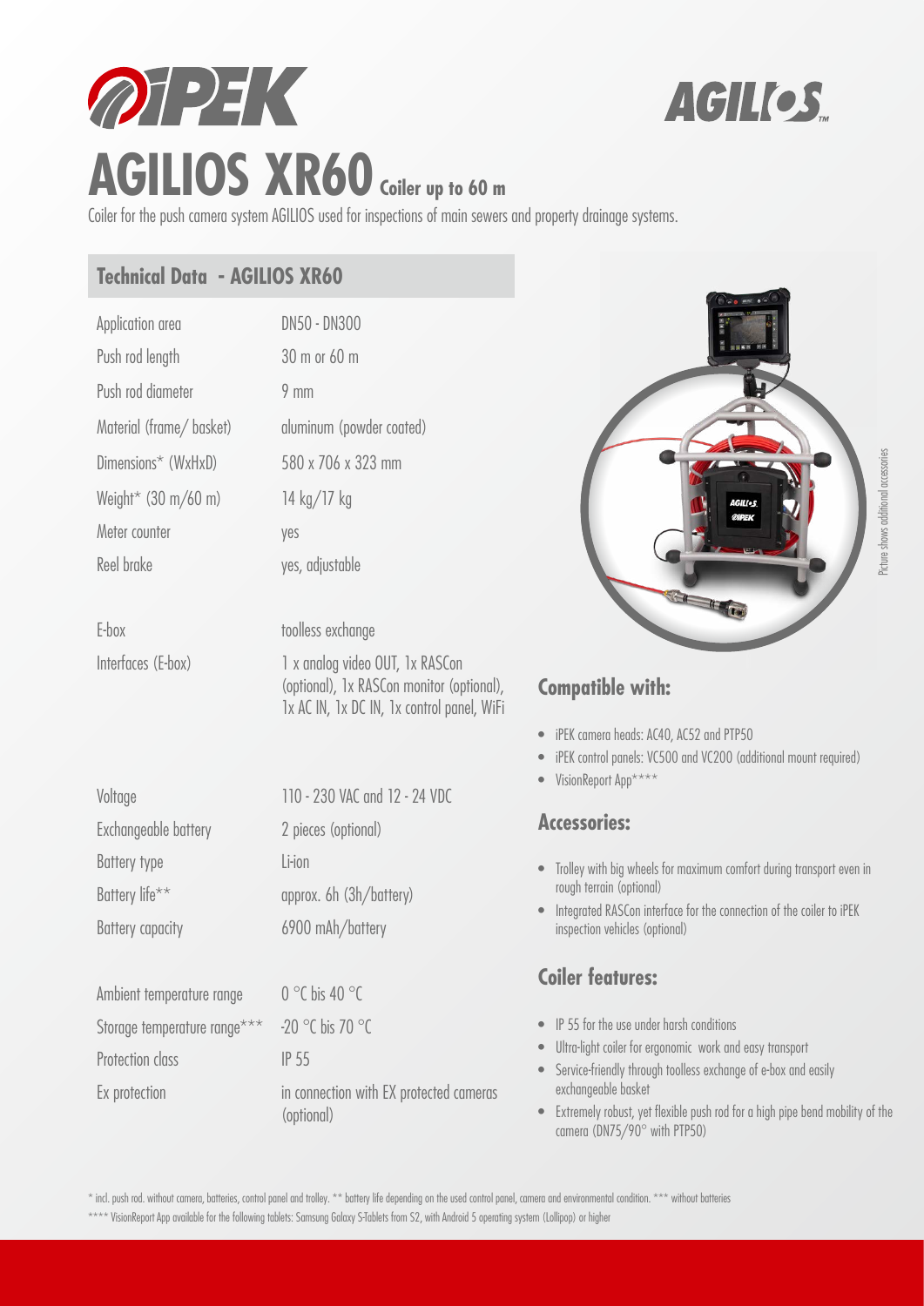# AGILIOS XR60 Coiler up to 60 m

Coiler for the push camera system AGILIOS used for inspections of main sewers and property drainage systems.

## Technical Data - AGILIOS XR60

| | |
|---|---|
| Application area | DN50 - DN300 |
| Push rod length | 30 m or 60 m |
| Push rod diameter | 9 mm |
| Material (frame/ basket) | aluminum (powder coated) |
| Dimensions* (WxHxD) | 580 x 706 x 323 mm |
| Weight* (30 m/60 m) | 14 kg/17 kg |
| Meter counter | yes |
| Reel brake | yes, adjustable |
| E-box | toolless exchange |
| Interfaces (E-box) | 1 x analog video OUT, 1x RASCon (optional), 1x RASCon monitor (optional), 1x AC IN, 1x DC IN, 1x control panel, WiFi |
| Voltage | 110 - 230 VAC and 12 - 24 VDC |
| Exchangeable battery | 2 pieces (optional) |
| Battery type | Li-ion |
| Battery life** | approx. 6h (3h/battery) |
| Battery capacity | 6900 mAh/battery |
| Ambient temperature range | 0 °C bis 40 °C |
| Storage temperature range*** | -20 °C bis 70 °C |
| Protection class | IP 55 |
| Ex protection | in connection with EX protected cameras (optional) |

Picture shows additional accessories

## Compatible with:

- iPEK camera heads: AC40, AC52 and PTP50
- iPEK control panels: VC500 and VC200 (additional mount required)
- VisionReport App****

## Accessories:

- Trolley with big wheels for maximum comfort during transport even in rough terrain (optional)
- Integrated RASCon interface for the connection of the coiler to iPEK inspection vehicles (optional)

## Coiler features:

- IP 55 for the use under harsh conditions
- Ultra-light coiler for ergonomic work and easy transport
- Service-friendly through toolless exchange of e-box and easily exchangeable basket
- Extremely robust, yet flexible push rod for a high pipe bend mobility of the camera (DN75/90° with PTP50)

* incl. push rod. without camera, batteries, control panel and trolley. ** battery life depending on the used control panel, camera and environmental condition. *** without batteries

**** VisionReport App available for the following tablets: Samsung Galaxy S-Tablets from S2, with Android 5 operating system (Lollipop) or higher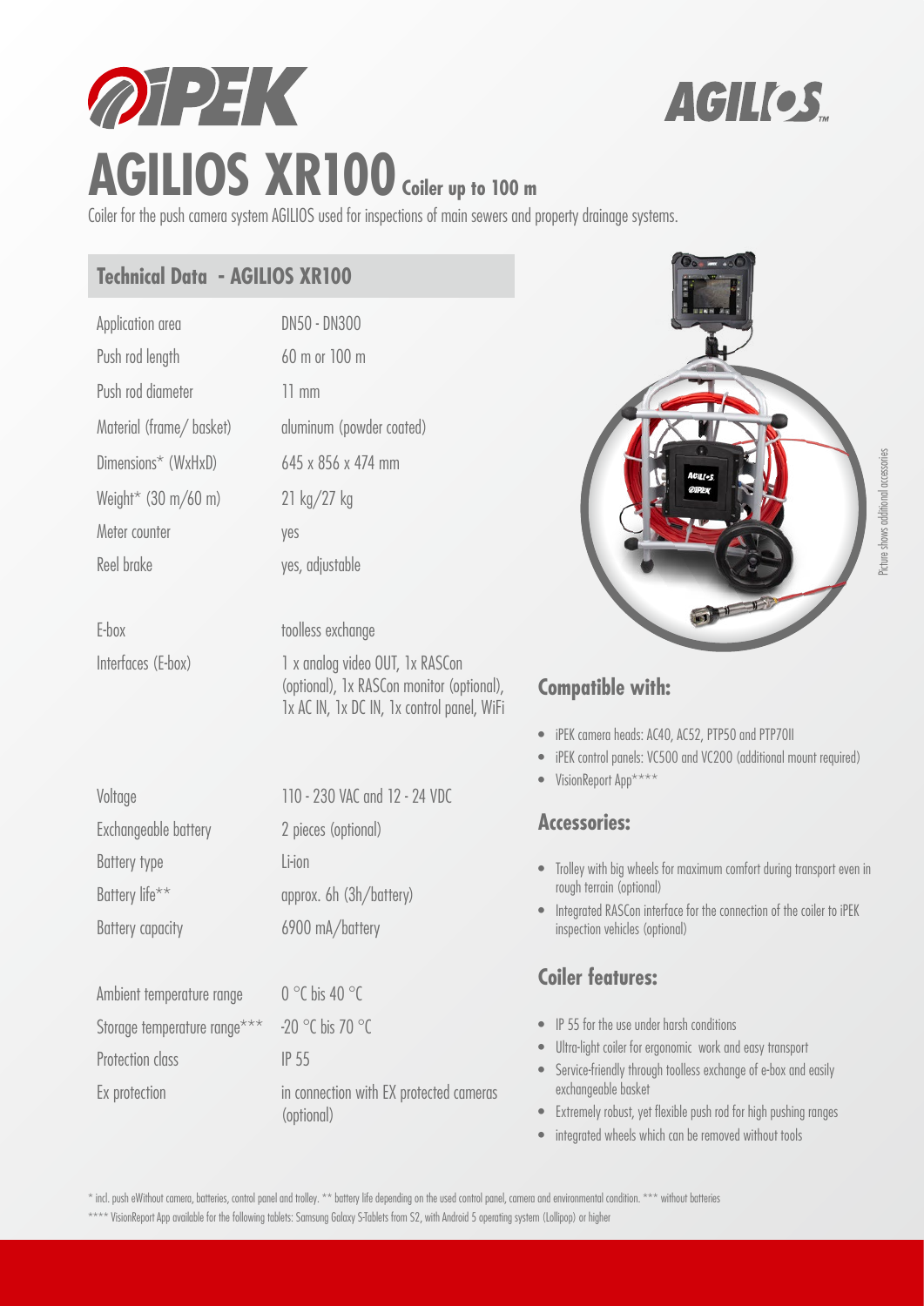# AGILIOS XR100 Coiler up to 100 m

Coiler for the push camera system AGILIOS used for inspections of main sewers and property drainage systems.

## Technical Data - AGILIOS XR100

| | |
|---|---|
| Application area | DN50 - DN300 |
| Push rod length | 60 m or 100 m |
| Push rod diameter | 11 mm |
| Material (frame/ basket) | aluminum (powder coated) |
| Dimensions* (WxHxD) | 645 x 856 x 474 mm |
| Weight* (30 m/60 m) | 21 kg/27 kg |
| Meter counter | yes |
| Reel brake | yes, adjustable |
| E-box | toolless exchange |
| Interfaces (E-box) | 1 x analog video OUT, 1x RASCon (optional), 1x RASCon monitor (optional), 1x AC IN, 1x DC IN, 1x control panel, WiFi |
| Voltage | 110 - 230 VAC and 12 - 24 VDC |
| Exchangeable battery | 2 pieces (optional) |
| Battery type | Li-ion |
| Battery life** | approx. 6h (3h/battery) |
| Battery capacity | 6900 mA/battery |
| Ambient temperature range | 0 °C bis 40 °C |
| Storage temperature range*** | -20 °C bis 70 °C |
| Protection class | IP 55 |
| Ex protection | in connection with EX protected cameras (optional) |

Picture shows additional accessories

## Compatible with:

- iPEK camera heads: AC40, AC52, PTP50 and PTP70II
- iPEK control panels: VC500 and VC200 (additional mount required)
- VisionReport App****

## Accessories:

- Trolley with big wheels for maximum comfort during transport even in rough terrain (optional)
- Integrated RASCon interface for the connection of the coiler to iPEK inspection vehicles (optional)

## Coiler features:

- IP 55 for the use under harsh conditions
- Ultra-light coiler for ergonomic work and easy transport
- Service-friendly through toolless exchange of e-box and easily exchangeable basket
- Extremely robust, yet flexible push rod for high pushing ranges
- integrated wheels which can be removed without tools

* incl. push eWithout camera, batteries, control panel and trolley. ** battery life depending on the used control panel, camera and environmental condition. *** without batteries

**** VisionReport App available for the following tablets: Samsung Galaxy S-Tablets from S2, with Android 5 operating system (Lollipop) or higher